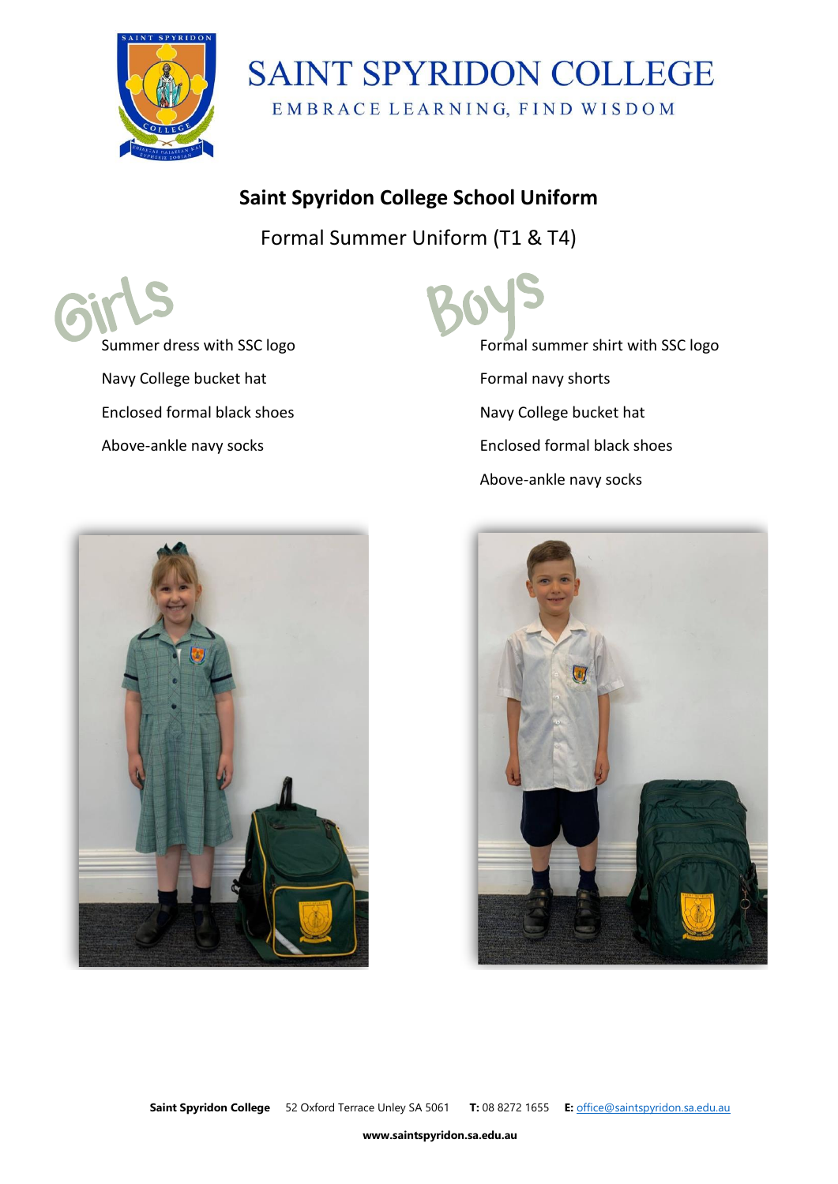# SAINT SPYRIDON COLLEGE

EMBRACE LEARNING, FIND WISDOM

## Saint Spyridon College School Uniform

Formal Summer Uniform (T1 & T4)

### Girls

Summer dress with SSC logo

Navy College bucket hat

Enclosed formal black shoes

Above-ankle navy socks

### Boys

Formal summer shirt with SSC logo

Formal navy shorts

Navy College bucket hat

Enclosed formal black shoes

Above-ankle navy socks

**Saint Spyridon College** 52 Oxford Terrace Unley SA 5061 **T:** 08 8272 1655 **E:** office@saintspyridon.sa.edu.au

**www.saintspyridon.sa.edu.au**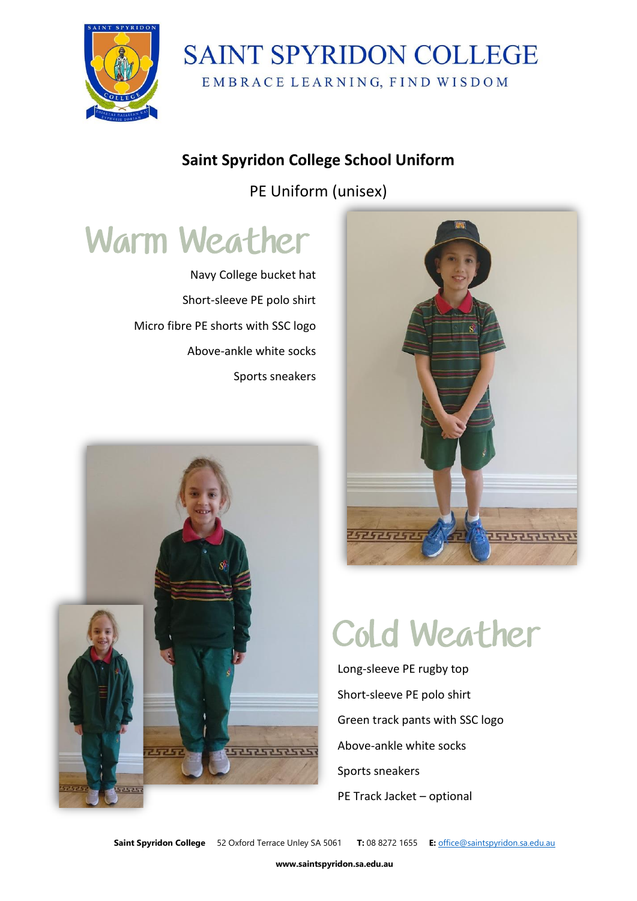# SAINT SPYRIDON COLLEGE

EMBRACE LEARNING, FIND WISDOM

## Saint Spyridon College School Uniform

PE Uniform (unisex)

## Warm Weather

Navy College bucket hat

Short-sleeve PE polo shirt

Micro fibre PE shorts with SSC logo

Above-ankle white socks

Sports sneakers

## Cold Weather

Long-sleeve PE rugby top

Short-sleeve PE polo shirt

Green track pants with SSC logo

Above-ankle white socks

Sports sneakers

PE Track Jacket – optional

**Saint Spyridon College** 52 Oxford Terrace Unley SA 5061 **T:** 08 8272 1655 **E:** office@saintspyridon.sa.edu.au

**www.saintspyridon.sa.edu.au**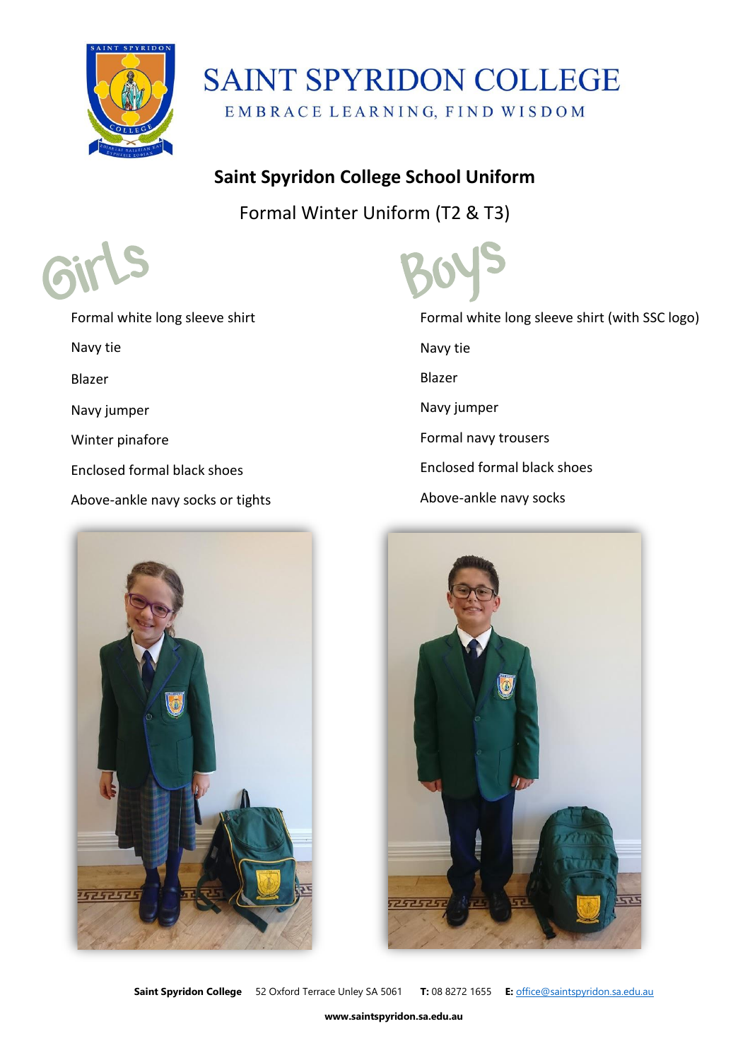# SAINT SPYRIDON COLLEGE

EMBRACE LEARNING, FIND WISDOM

## Saint Spyridon College School Uniform

Formal Winter Uniform (T2 & T3)

### Girls

- Formal white long sleeve shirt
- Navy tie
- Blazer
- Navy jumper
- Winter pinafore
- Enclosed formal black shoes
- Above-ankle navy socks or tights

### Boys

- Formal white long sleeve shirt (with SSC logo)
- Navy tie
- Blazer
- Navy jumper
- Formal navy trousers
- Enclosed formal black shoes
- Above-ankle navy socks

**Saint Spyridon College** 52 Oxford Terrace Unley SA 5061 **T:** 08 8272 1655 **E:** office@saintspyridon.sa.edu.au

**www.saintspyridon.sa.edu.au**